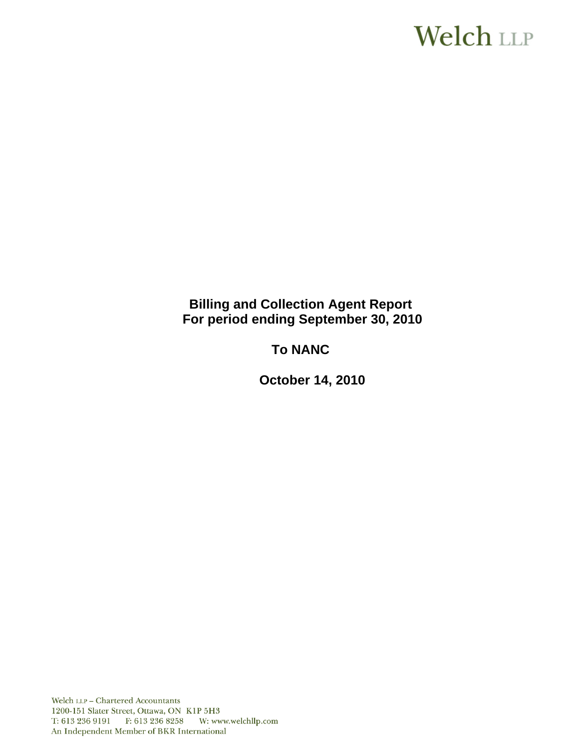Welch LLP

**Billing and Collection Agent Report**
**For period ending September 30, 2010**

**To NANC**

**October 14, 2010**

Welch LLP – Chartered Accountants
1200-151 Slater Street, Ottawa, ON K1P 5H3
T: 613 236 9191 F: 613 236 8258 W: www.welchllp.com
An Independent Member of BKR International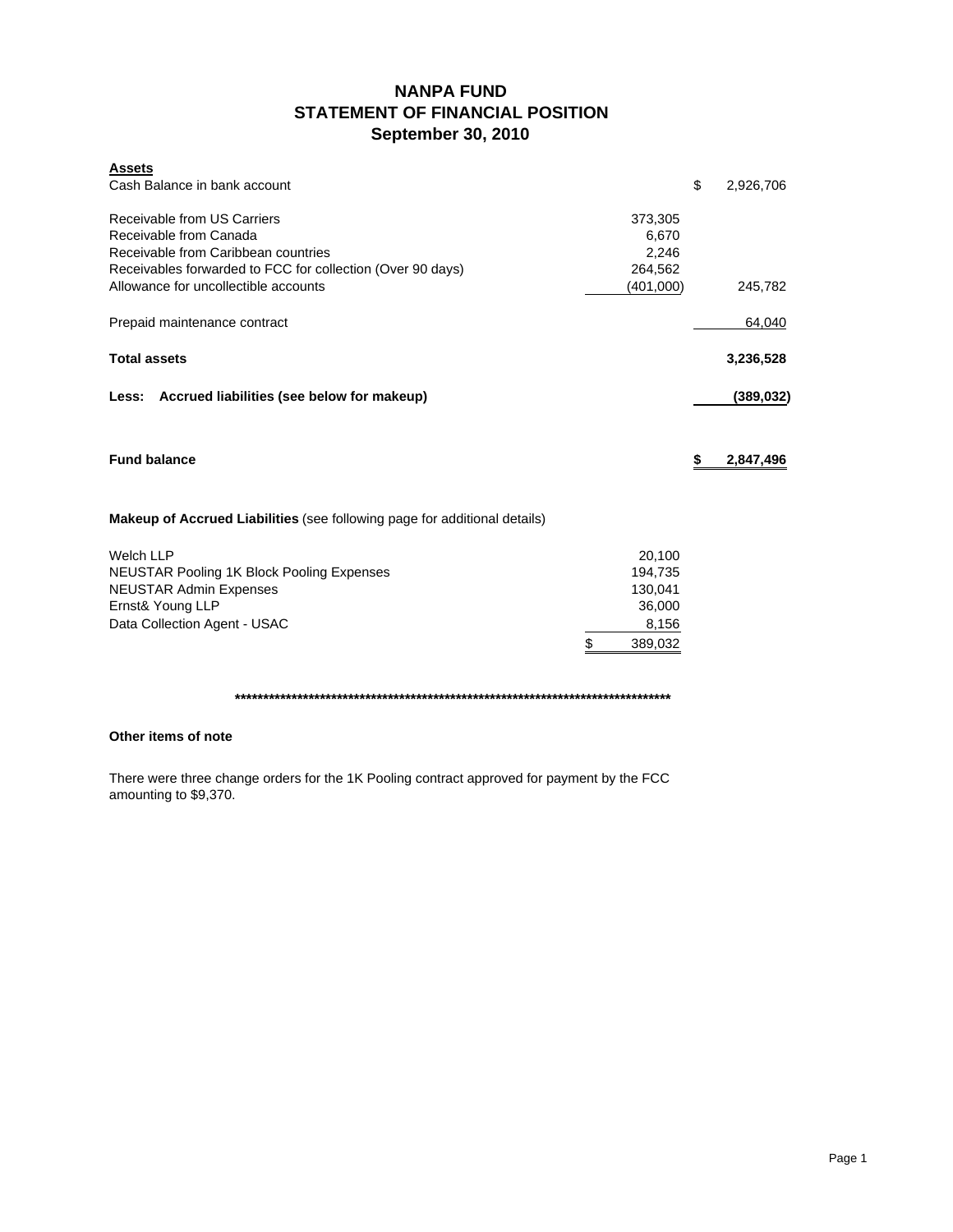# NANPA FUND
## STATEMENT OF FINANCIAL POSITION
### September 30, 2010

| **Assets** | | |
|---|---|---|
| Cash Balance in bank account | | $ 2,926,706 |
| | | |
| Receivable from US Carriers | 373,305 | |
| Receivable from Canada | 6,670 | |
| Receivable from Caribbean countries | 2,246 | |
| Receivables forwarded to FCC for collection (Over 90 days) | 264,562 | |
| Allowance for uncollectible accounts | (401,000) | 245,782 |
| | | |
| Prepaid maintenance contract | | 64,040 |
| | | |
| **Total assets** | | **3,236,528** |
| | | |
| **Less: Accrued liabilities (see below for makeup)** | | **(389,032)** |
| | | |
| **Fund balance** | | **$ 2,847,496** |

**Makeup of Accrued Liabilities** (see following page for additional details)

| | |
|---|---|
| Welch LLP | 20,100 |
| NEUSTAR Pooling 1K Block Pooling Expenses | 194,735 |
| NEUSTAR Admin Expenses | 130,041 |
| Ernst& Young LLP | 36,000 |
| Data Collection Agent - USAC | 8,156 |
| | $ 389,032 |

********************************************************************************

**Other items of note**

There were three change orders for the 1K Pooling contract approved for payment by the FCC amounting to $9,370.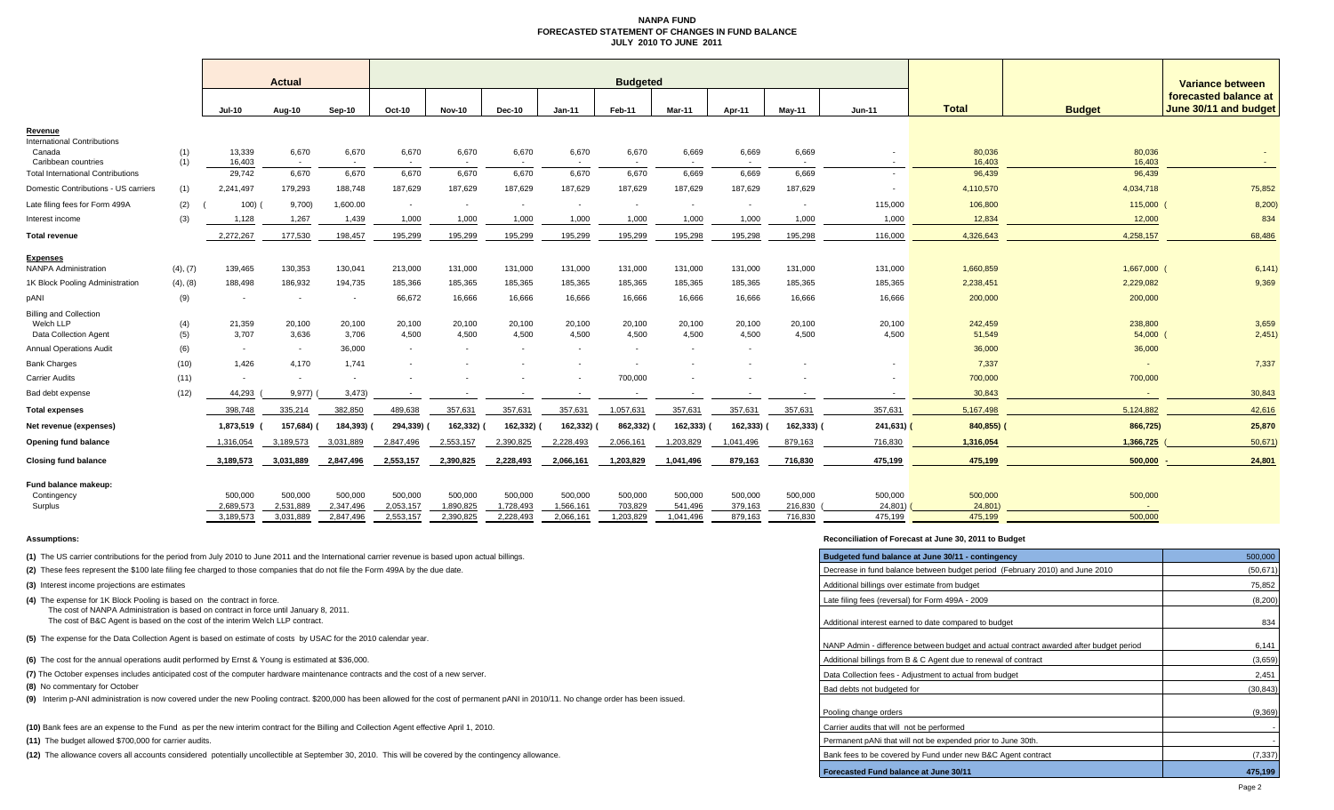# NANPA FUND
## FORECASTED STATEMENT OF CHANGES IN FUND BALANCE
### JULY 2010 TO JUNE 2011

| | | Actual | | | Budgeted | | | | | | | | | | | Variance between forecasted balance at June 30/11 and budget |
|---|---|---|---|---|---|---|---|---|---|---|---|---|---|---|---|---|
| | | Jul-10 | Aug-10 | Sep-10 | Oct-10 | Nov-10 | Dec-10 | Jan-11 | Feb-11 | Mar-11 | Apr-11 | May-11 | Jun-11 | Total | Budget | |
| **Revenue** | | | | | | | | | | | | | | | | |
| International Contributions | | | | | | | | | | | | | | | | |
| Canada | (1) | 13,339 | 6,670 | 6,670 | 6,670 | 6,670 | 6,670 | 6,670 | 6,670 | 6,669 | 6,669 | 6,669 | - | 80,036 | 80,036 | - |
| Caribbean countries | (1) | 16,403 | - | - | - | - | - | - | - | - | - | - | - | 16,403 | 16,403 | - |
| Total International Contributions | | 29,742 | 6,670 | 6,670 | 6,670 | 6,670 | 6,670 | 6,670 | 6,670 | 6,669 | 6,669 | 6,669 | - | 96,439 | 96,439 | - |
| Domestic Contributions - US carriers | (1) | 2,241,497 | 179,293 | 188,748 | 187,629 | 187,629 | 187,629 | 187,629 | 187,629 | 187,629 | 187,629 | 187,629 | - | 4,110,570 | 4,034,718 | 75,852 |
| Late filing fees for Form 499A | (2) | (100) | (9,700) | 1,600.00 | - | - | - | - | - | - | - | - | 115,000 | 106,800 | 115,000 | (8,200) |
| Interest income | (3) | 1,128 | 1,267 | 1,439 | 1,000 | 1,000 | 1,000 | 1,000 | 1,000 | 1,000 | 1,000 | 1,000 | 1,000 | 12,834 | 12,000 | 834 |
| **Total revenue** | | 2,272,267 | 177,530 | 198,457 | 195,299 | 195,299 | 195,299 | 195,299 | 195,299 | 195,298 | 195,298 | 195,298 | 116,000 | 4,326,643 | 4,258,157 | 68,486 |
| **Expenses** | | | | | | | | | | | | | | | | |
| NANPA Administration | (4), (7) | 139,465 | 130,353 | 130,041 | 213,000 | 131,000 | 131,000 | 131,000 | 131,000 | 131,000 | 131,000 | 131,000 | 131,000 | 1,660,859 | 1,667,000 | (6,141) |
| 1K Block Pooling Administration | (4), (8) | 188,498 | 186,932 | 194,735 | 185,365 | 185,365 | 185,365 | 185,365 | 185,365 | 185,365 | 185,365 | 185,365 | 185,365 | 2,238,451 | 2,229,082 | 9,369 |
| pANI | (9) | - | - | - | 66,672 | 16,666 | 16,666 | 16,666 | 16,666 | 16,666 | 16,666 | 16,666 | 16,666 | 200,000 | 200,000 | |
| Billing and Collection | | | | | | | | | | | | | | | | |
| Welch LLP | (4) | 21,359 | 20,100 | 20,100 | 20,100 | 20,100 | 20,100 | 20,100 | 20,100 | 20,100 | 20,100 | 20,100 | 20,100 | 242,459 | 238,800 | 3,659 |
| Data Collection Agent | (5) | 3,707 | 3,636 | 3,706 | 4,500 | 4,500 | 4,500 | 4,500 | 4,500 | 4,500 | 4,500 | 4,500 | 4,500 | 51,549 | 54,000 | (2,451) |
| Annual Operations Audit | (6) | - | - | 36,000 | - | - | - | - | - | - | - | | | 36,000 | 36,000 | |
| Bank Charges | (10) | 1,426 | 4,170 | 1,741 | - | - | - | - | - | - | - | - | - | 7,337 | - | 7,337 |
| Carrier Audits | (11) | - | - | - | - | - | - | - | 700,000 | - | - | - | - | 700,000 | 700,000 | |
| Bad debt expense | (12) | 44,293 | (9,977) | (3,473) | - | - | - | - | - | - | - | - | - | 30,843 | - | 30,843 |
| **Total expenses** | | 398,748 | 335,214 | 382,850 | 489,638 | 357,631 | 357,631 | 357,631 | 1,057,631 | 357,631 | 357,631 | 357,631 | 357,631 | 5,167,498 | 5,124,882 | 42,616 |
| **Net revenue (expenses)** | | 1,873,519 | (157,684) | (184,393) | (294,339) | (162,332) | (162,332) | (162,332) | (862,332) | (162,333) | (162,333) | (162,333) | (241,631) | (840,855) | (866,725) | 25,870 |
| **Opening fund balance** | | 1,316,054 | 3,189,573 | 3,031,889 | 2,847,496 | 2,553,157 | 2,390,825 | 2,228,493 | 2,066,161 | 1,203,829 | 1,041,496 | 879,163 | 716,830 | 1,316,054 | 1,366,725 | (50,671) |
| **Closing fund balance** | | 3,189,573 | 3,031,889 | 2,847,496 | 2,553,157 | 2,390,825 | 2,228,493 | 2,066,161 | 1,203,829 | 1,041,496 | 879,163 | 716,830 | 475,199 | 475,199 | 500,000 | - 24,801 |
| **Fund balance makeup:** | | | | | | | | | | | | | | | | |
| Contingency | | 500,000 | 500,000 | 500,000 | 500,000 | 500,000 | 500,000 | 500,000 | 500,000 | 500,000 | 500,000 | 500,000 | 500,000 | 500,000 | 500,000 | |
| Surplus | | 2,689,573 | 2,531,889 | 2,347,496 | 2,053,157 | 1,890,825 | 1,728,493 | 1,566,161 | 703,829 | 541,496 | 379,163 | 216,830 | (24,801) | (24,801) | - | |
| | | 3,189,573 | 3,031,889 | 2,847,496 | 2,553,157 | 2,390,825 | 2,228,493 | 2,066,161 | 1,203,829 | 1,041,496 | 879,163 | 716,830 | 475,199 | 475,199 | 500,000 | |

**Assumptions:**

**(1)** The US carrier contributions for the period from July 2010 to June 2011 and the International carrier revenue is based upon actual billings.

**(2)** These fees represent the $100 late filing fee charged to those companies that do not file the Form 499A by the due date.

**(3)** Interest income projections are estimates

**(4)** The expense for 1K Block Pooling is based on the contract in force.
The cost of NANPA Administration is based on contract in force until January 8, 2011.
The cost of B&C Agent is based on the cost of the interim Welch LLP contract.

**(5)** The expense for the Data Collection Agent is based on estimate of costs by USAC for the 2010 calendar year.

**(6)** The cost for the annual operations audit performed by Ernst & Young is estimated at $36,000.

**(7)** The October expenses includes anticipated cost of the computer hardware maintenance contracts and the cost of a new server.

**(8)** No commentary for October

**(9)** Interim p-ANI administration is now covered under the new Pooling contract. $200,000 has been allowed for the cost of permanent pANI in 2010/11. No change order has been issued.

**(10)** Bank fees are an expense to the Fund as per the new interim contract for the Billing and Collection Agent effective April 1, 2010.

**(11)** The budget allowed $700,000 for carrier audits.

**(12)** The allowance covers all accounts considered potentially uncollectible at September 30, 2010. This will be covered by the contingency allowance.

**Reconciliation of Forecast at June 30, 2011 to Budget**

| | |
|---|---|
| **Budgeted fund balance at June 30/11 - contingency** | 500,000 |
| Decrease in fund balance between budget period (February 2010) and June 2010 | (50,671) |
| Additional billings over estimate from budget | 75,852 |
| Late filing fees (reversal) for Form 499A - 2009 | (8,200) |
| Additional interest earned to date compared to budget | 834 |
| NANP Admin - difference between budget and actual contract awarded after budget period | 6,141 |
| Additional billings from B & C Agent due to renewal of contract | (3,659) |
| Data Collection fees - Adjustment to actual from budget | 2,451 |
| Bad debts not budgeted for | (30,843) |
| Pooling change orders | (9,369) |
| Carrier audits that will not be performed | - |
| Permanent pANi that will not be expended prior to June 30th. | - |
| Bank fees to be covered by Fund under new B&C Agent contract | (7,337) |
| **Forecasted Fund balance at June 30/11** | **475,199** |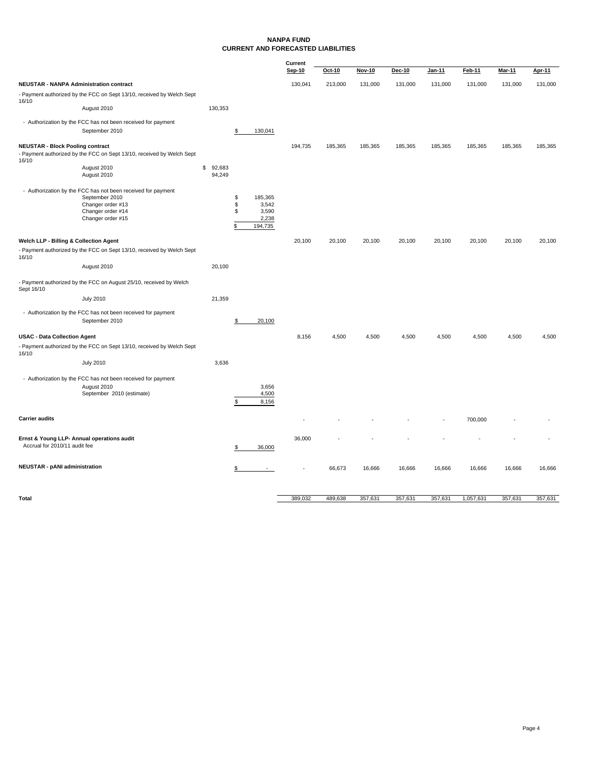# NANPA FUND
## CURRENT AND FORECASTED LIABILITIES

| | | | Current Sep-10 | Oct-10 | Nov-10 | Dec-10 | Jan-11 | Feb-11 | Mar-11 | Apr-11 |
|---|---|---|---|---|---|---|---|---|---|---|
| **NEUSTAR - NANPA Administration contract** | | | 130,041 | 213,000 | 131,000 | 131,000 | 131,000 | 131,000 | 131,000 | 131,000 |
| - Payment authorized by the FCC on Sept 13/10, received by Welch Sept 16/10 | | | | | | | | | | |
| August 2010 | 130,353 | | | | | | | | | |
| - Authorization by the FCC has not been received for payment | | | | | | | | | | |
| September 2010 | | $ 130,041 | | | | | | | | |
| **NEUSTAR - Block Pooling contract** | | | 194,735 | 185,365 | 185,365 | 185,365 | 185,365 | 185,365 | 185,365 | 185,365 |
| - Payment authorized by the FCC on Sept 13/10, received by Welch Sept 16/10 | | | | | | | | | | |
| August 2010 | $ 92,683 | | | | | | | | | |
| August 2010 | 94,249 | | | | | | | | | |
| - Authorization by the FCC has not been received for payment | | | | | | | | | | |
| September 2010 | | $ 185,365 | | | | | | | | |
| Changer order #13 | | $ 3,542 | | | | | | | | |
| Changer order #14 | | $ 3,590 | | | | | | | | |
| Changer order #15 | | 2,238 | | | | | | | | |
| | | $ 194,735 | | | | | | | | |
| **Welch LLP - Billing & Collection Agent** | | | 20,100 | 20,100 | 20,100 | 20,100 | 20,100 | 20,100 | 20,100 | 20,100 |
| - Payment authorized by the FCC on Sept 13/10, received by Welch Sept 16/10 | | | | | | | | | | |
| August 2010 | 20,100 | | | | | | | | | |
| - Payment authorized by the FCC on August 25/10, received by Welch Sept 16/10 | | | | | | | | | | |
| July 2010 | 21,359 | | | | | | | | | |
| - Authorization by the FCC has not been received for payment | | | | | | | | | | |
| September 2010 | | $ 20,100 | | | | | | | | |
| **USAC - Data Collection Agent** | | | 8,156 | 4,500 | 4,500 | 4,500 | 4,500 | 4,500 | 4,500 | 4,500 |
| - Payment authorized by the FCC on Sept 13/10, received by Welch Sept 16/10 | | | | | | | | | | |
| July 2010 | 3,636 | | | | | | | | | |
| - Authorization by the FCC has not been received for payment | | | | | | | | | | |
| August 2010 | | 3,656 | | | | | | | | |
| September 2010 (estimate) | | 4,500 | | | | | | | | |
| | | $ 8,156 | | | | | | | | |
| **Carrier audits** | | | - | - | - | - | - | 700,000 | - | - |
| **Ernst & Young LLP- Annual operations audit** | | | 36,000 | - | - | - | - | - | - | - |
| Accrual for 2010/11 audit fee | | $ 36,000 | | | | | | | | |
| **NEUSTAR - pANI administration** | | $ - | - | 66,673 | 16,666 | 16,666 | 16,666 | 16,666 | 16,666 | 16,666 |
| **Total** | | | 389,032 | 489,638 | 357,631 | 357,631 | 357,631 | 1,057,631 | 357,631 | 357,631 |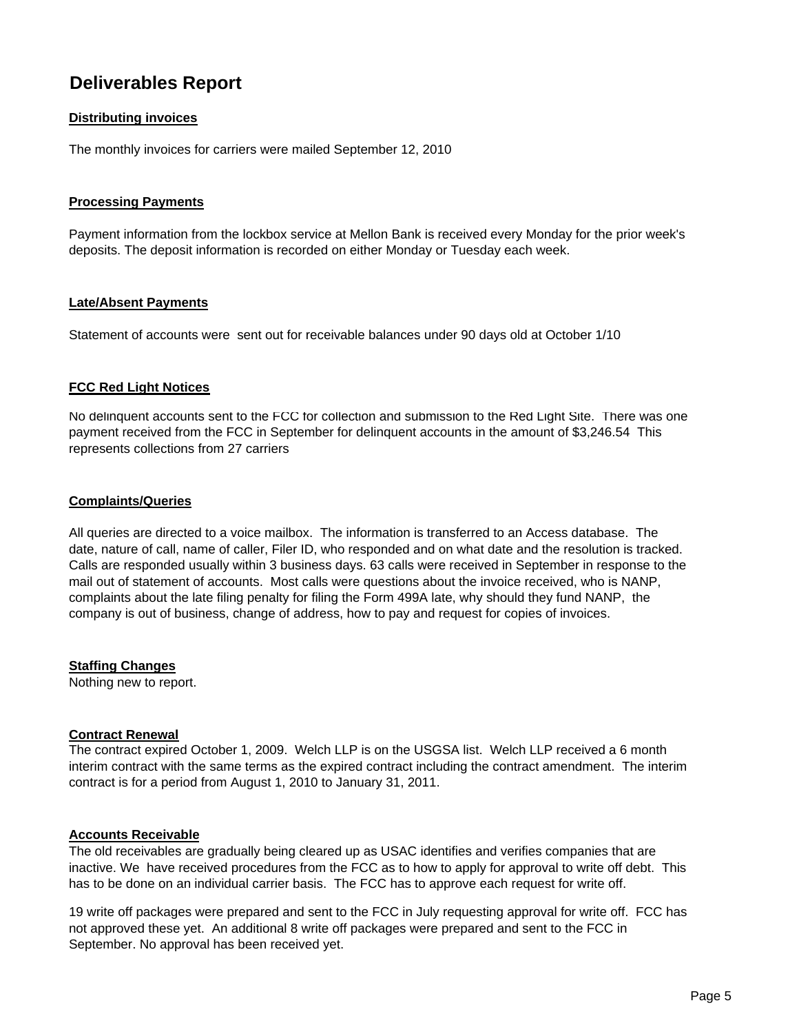# Deliverables Report

**Distributing invoices**

The monthly invoices for carriers were mailed September 12, 2010

**Processing Payments**

Payment information from the lockbox service at Mellon Bank is received every Monday for the prior week's deposits. The deposit information is recorded on either Monday or Tuesday each week.

**Late/Absent Payments**

Statement of accounts were sent out for receivable balances under 90 days old at October 1/10

**FCC Red Light Notices**

No delinquent accounts sent to the FCC for collection and submission to the Red Light Site. There was one payment received from the FCC in September for delinquent accounts in the amount of $3,246.54 This represents collections from 27 carriers

**Complaints/Queries**

All queries are directed to a voice mailbox. The information is transferred to an Access database. The date, nature of call, name of caller, Filer ID, who responded and on what date and the resolution is tracked. Calls are responded usually within 3 business days. 63 calls were received in September in response to the mail out of statement of accounts. Most calls were questions about the invoice received, who is NANP, complaints about the late filing penalty for filing the Form 499A late, why should they fund NANP, the company is out of business, change of address, how to pay and request for copies of invoices.

**Staffing Changes**

Nothing new to report.

**Contract Renewal**

The contract expired October 1, 2009. Welch LLP is on the USGSA list. Welch LLP received a 6 month interim contract with the same terms as the expired contract including the contract amendment. The interim contract is for a period from August 1, 2010 to January 31, 2011.

**Accounts Receivable**

The old receivables are gradually being cleared up as USAC identifies and verifies companies that are inactive. We have received procedures from the FCC as to how to apply for approval to write off debt. This has to be done on an individual carrier basis. The FCC has to approve each request for write off.

19 write off packages were prepared and sent to the FCC in July requesting approval for write off. FCC has not approved these yet. An additional 8 write off packages were prepared and sent to the FCC in September. No approval has been received yet.